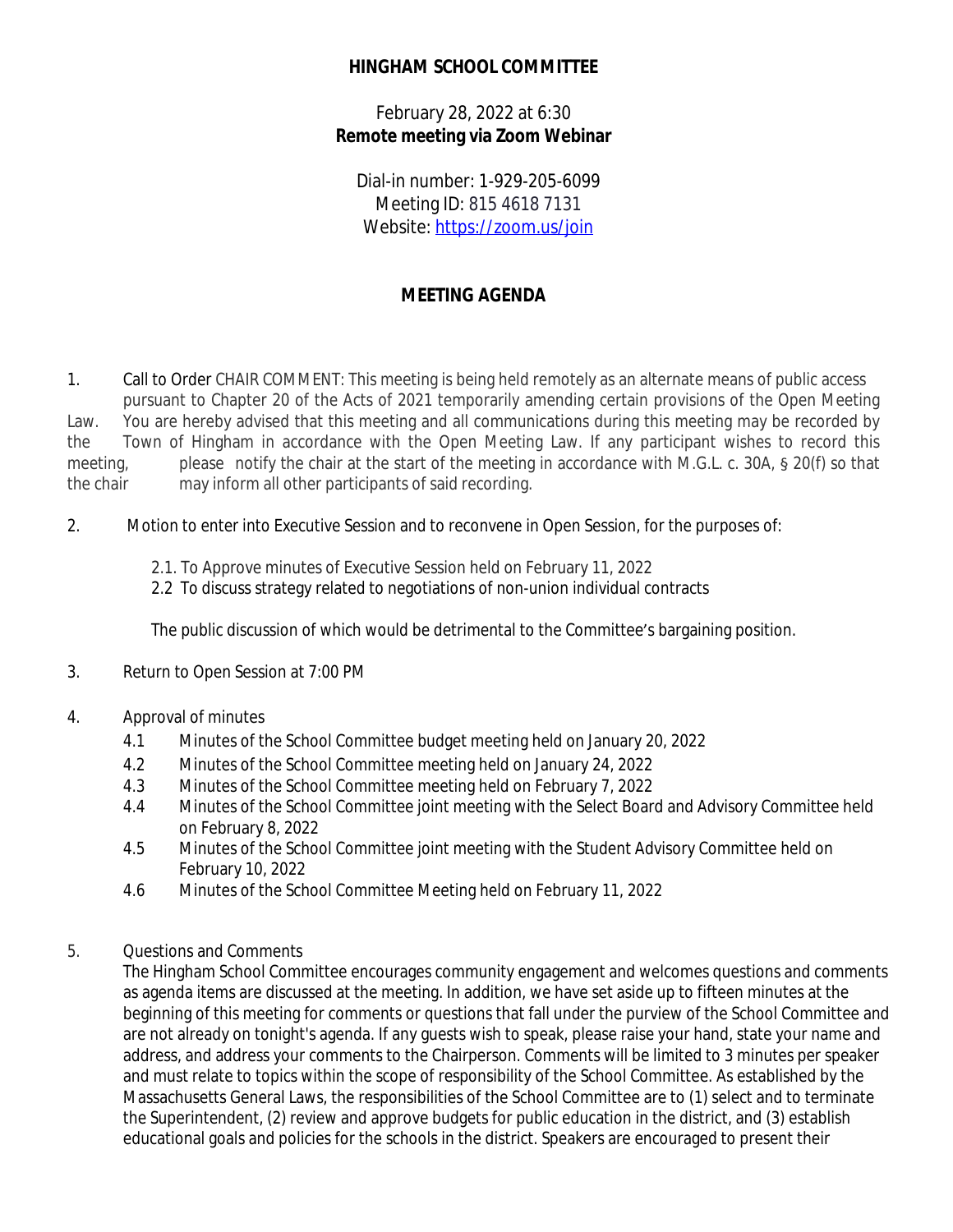**HINGHAM SCHOOL COMMITTEE**

February 28, 2022 at 6:30
**Remote meeting via Zoom Webinar**

Dial-in number: 1-929-205-6099
Meeting ID: 815 4618 7131
Website: https://zoom.us/join

## MEETING AGENDA

1. Call to Order CHAIR COMMENT: This meeting is being held remotely as an alternate means of public access pursuant to Chapter 20 of the Acts of 2021 temporarily amending certain provisions of the Open Meeting Law. You are hereby advised that this meeting and all communications during this meeting may be recorded by the Town of Hingham in accordance with the Open Meeting Law. If any participant wishes to record this meeting, please notify the chair at the start of the meeting in accordance with M.G.L. c. 30A, § 20(f) so that the chair may inform all other participants of said recording.

2. Motion to enter into Executive Session and to reconvene in Open Session, for the purposes of:

   2.1. To Approve minutes of Executive Session held on February 11, 2022
   2.2 To discuss strategy related to negotiations of non-union individual contracts

   The public discussion of which would be detrimental to the Committee's bargaining position.

3. Return to Open Session at 7:00 PM

4. Approval of minutes
   - 4.1 Minutes of the School Committee budget meeting held on January 20, 2022
   - 4.2 Minutes of the School Committee meeting held on January 24, 2022
   - 4.3 Minutes of the School Committee meeting held on February 7, 2022
   - 4.4 Minutes of the School Committee joint meeting with the Select Board and Advisory Committee held on February 8, 2022
   - 4.5 Minutes of the School Committee joint meeting with the Student Advisory Committee held on February 10, 2022
   - 4.6 Minutes of the School Committee Meeting held on February 11, 2022

5. Questions and Comments
   The Hingham School Committee encourages community engagement and welcomes questions and comments as agenda items are discussed at the meeting. In addition, we have set aside up to fifteen minutes at the beginning of this meeting for comments or questions that fall under the purview of the School Committee and are not already on tonight's agenda. If any guests wish to speak, please raise your hand, state your name and address, and address your comments to the Chairperson. Comments will be limited to 3 minutes per speaker and must relate to topics within the scope of responsibility of the School Committee. As established by the Massachusetts General Laws, the responsibilities of the School Committee are to (1) select and to terminate the Superintendent, (2) review and approve budgets for public education in the district, and (3) establish educational goals and policies for the schools in the district. Speakers are encouraged to present their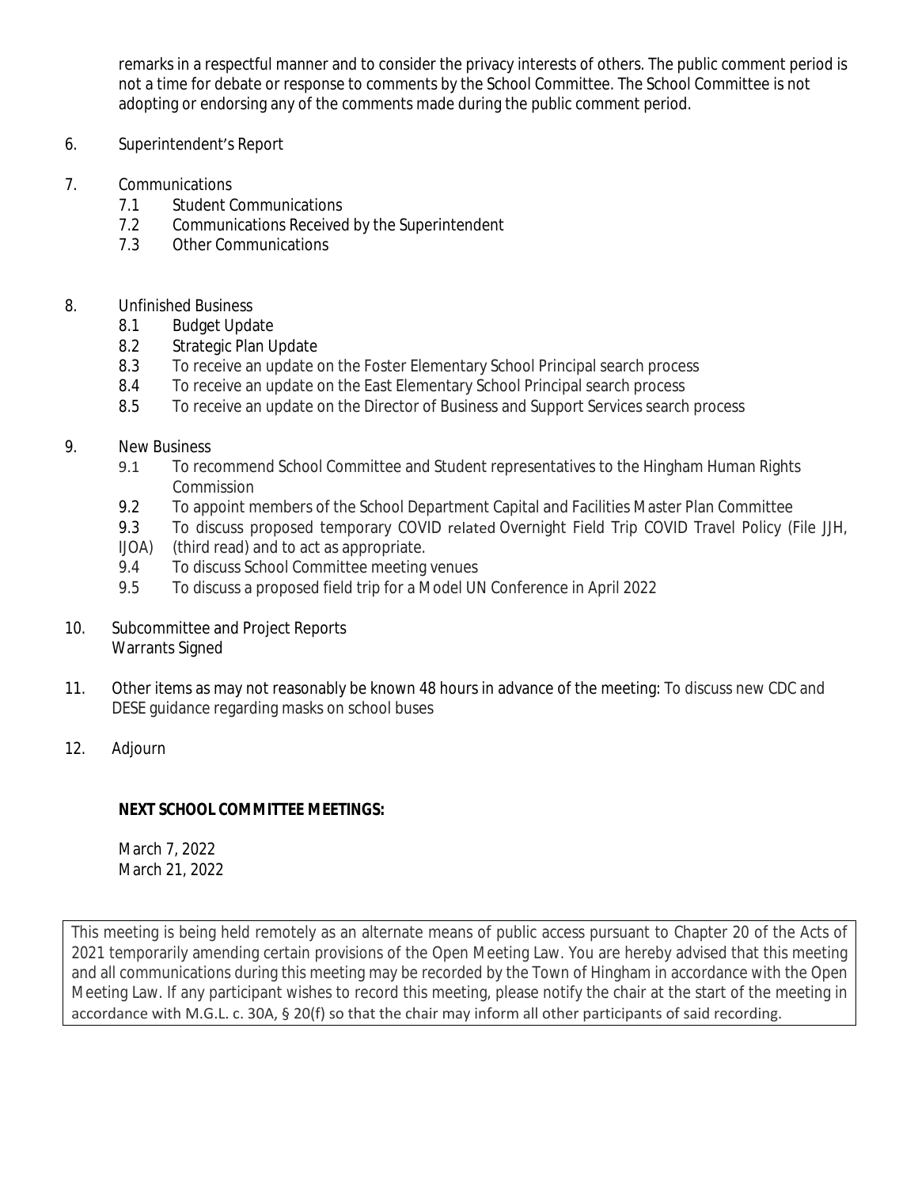remarks in a respectful manner and to consider the privacy interests of others. The public comment period is not a time for debate or response to comments by the School Committee. The School Committee is not adopting or endorsing any of the comments made during the public comment period.

6. Superintendent's Report

7. Communications
   - 7.1 Student Communications
   - 7.2 Communications Received by the Superintendent
   - 7.3 Other Communications

8. Unfinished Business
   - 8.1 Budget Update
   - 8.2 Strategic Plan Update
   - 8.3 To receive an update on the Foster Elementary School Principal search process
   - 8.4 To receive an update on the East Elementary School Principal search process
   - 8.5 To receive an update on the Director of Business and Support Services search process

9. New Business
   - 9.1 To recommend School Committee and Student representatives to the Hingham Human Rights Commission
   - 9.2 To appoint members of the School Department Capital and Facilities Master Plan Committee
   - 9.3 To discuss proposed temporary COVID related Overnight Field Trip COVID Travel Policy (File JJH, IJOA) (third read) and to act as appropriate.
   - 9.4 To discuss School Committee meeting venues
   - 9.5 To discuss a proposed field trip for a Model UN Conference in April 2022

10. Subcommittee and Project Reports
    Warrants Signed

11. Other items as may not reasonably be known 48 hours in advance of the meeting: To discuss new CDC and DESE guidance regarding masks on school buses

12. Adjourn

**NEXT SCHOOL COMMITTEE MEETINGS:**

March 7, 2022
March 21, 2022

This meeting is being held remotely as an alternate means of public access pursuant to Chapter 20 of the Acts of 2021 temporarily amending certain provisions of the Open Meeting Law. You are hereby advised that this meeting and all communications during this meeting may be recorded by the Town of Hingham in accordance with the Open Meeting Law. If any participant wishes to record this meeting, please notify the chair at the start of the meeting in accordance with M.G.L. c. 30A, § 20(f) so that the chair may inform all other participants of said recording.